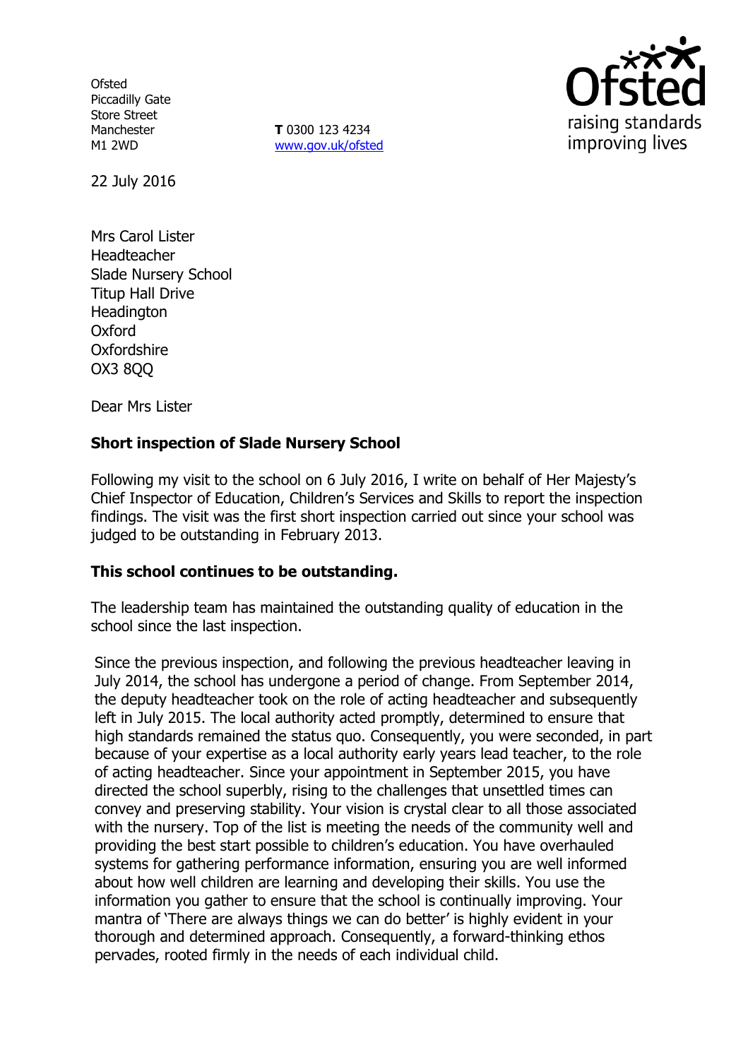Ofsted
Piccadilly Gate
Store Street
Manchester
M1 2WD

**T** 0300 123 4234
www.gov.uk/ofsted

22 July 2016

Mrs Carol Lister
Headteacher
Slade Nursery School
Titup Hall Drive
Headington
Oxford
Oxfordshire
OX3 8QQ

Dear Mrs Lister

**Short inspection of Slade Nursery School**

Following my visit to the school on 6 July 2016, I write on behalf of Her Majesty's Chief Inspector of Education, Children's Services and Skills to report the inspection findings. The visit was the first short inspection carried out since your school was judged to be outstanding in February 2013.

**This school continues to be outstanding.**

The leadership team has maintained the outstanding quality of education in the school since the last inspection.

Since the previous inspection, and following the previous headteacher leaving in July 2014, the school has undergone a period of change. From September 2014, the deputy headteacher took on the role of acting headteacher and subsequently left in July 2015. The local authority acted promptly, determined to ensure that high standards remained the status quo. Consequently, you were seconded, in part because of your expertise as a local authority early years lead teacher, to the role of acting headteacher. Since your appointment in September 2015, you have directed the school superbly, rising to the challenges that unsettled times can convey and preserving stability. Your vision is crystal clear to all those associated with the nursery. Top of the list is meeting the needs of the community well and providing the best start possible to children's education. You have overhauled systems for gathering performance information, ensuring you are well informed about how well children are learning and developing their skills. You use the information you gather to ensure that the school is continually improving. Your mantra of 'There are always things we can do better' is highly evident in your thorough and determined approach. Consequently, a forward-thinking ethos pervades, rooted firmly in the needs of each individual child.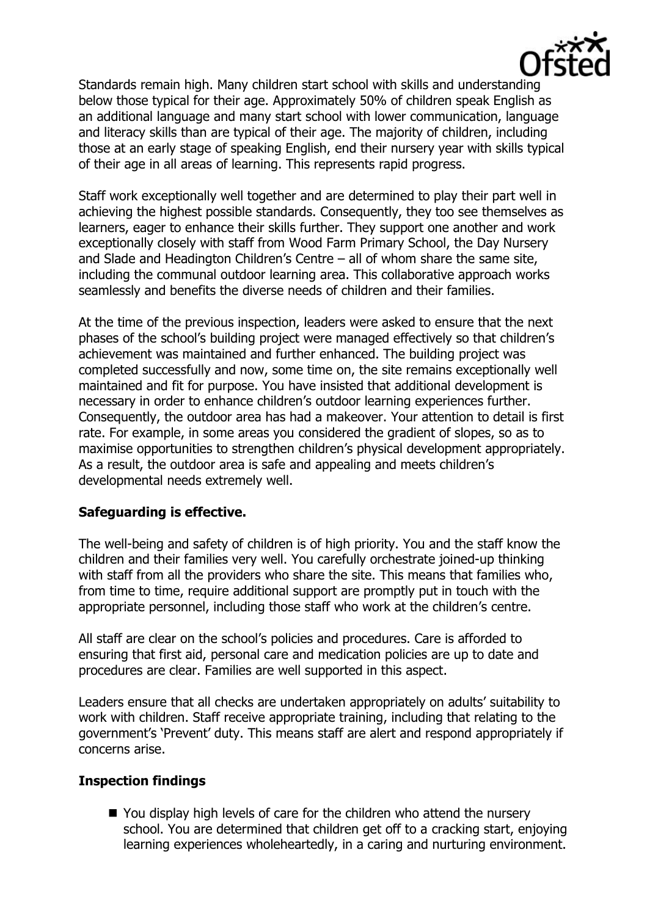Standards remain high. Many children start school with skills and understanding below those typical for their age. Approximately 50% of children speak English as an additional language and many start school with lower communication, language and literacy skills than are typical of their age. The majority of children, including those at an early stage of speaking English, end their nursery year with skills typical of their age in all areas of learning. This represents rapid progress.

Staff work exceptionally well together and are determined to play their part well in achieving the highest possible standards. Consequently, they too see themselves as learners, eager to enhance their skills further. They support one another and work exceptionally closely with staff from Wood Farm Primary School, the Day Nursery and Slade and Headington Children's Centre – all of whom share the same site, including the communal outdoor learning area. This collaborative approach works seamlessly and benefits the diverse needs of children and their families.

At the time of the previous inspection, leaders were asked to ensure that the next phases of the school's building project were managed effectively so that children's achievement was maintained and further enhanced. The building project was completed successfully and now, some time on, the site remains exceptionally well maintained and fit for purpose. You have insisted that additional development is necessary in order to enhance children's outdoor learning experiences further. Consequently, the outdoor area has had a makeover. Your attention to detail is first rate. For example, in some areas you considered the gradient of slopes, so as to maximise opportunities to strengthen children's physical development appropriately. As a result, the outdoor area is safe and appealing and meets children's developmental needs extremely well.

## Safeguarding is effective.

The well-being and safety of children is of high priority. You and the staff know the children and their families very well. You carefully orchestrate joined-up thinking with staff from all the providers who share the site. This means that families who, from time to time, require additional support are promptly put in touch with the appropriate personnel, including those staff who work at the children's centre.

All staff are clear on the school's policies and procedures. Care is afforded to ensuring that first aid, personal care and medication policies are up to date and procedures are clear. Families are well supported in this aspect.

Leaders ensure that all checks are undertaken appropriately on adults' suitability to work with children. Staff receive appropriate training, including that relating to the government's 'Prevent' duty. This means staff are alert and respond appropriately if concerns arise.

## Inspection findings

- You display high levels of care for the children who attend the nursery school. You are determined that children get off to a cracking start, enjoying learning experiences wholeheartedly, in a caring and nurturing environment.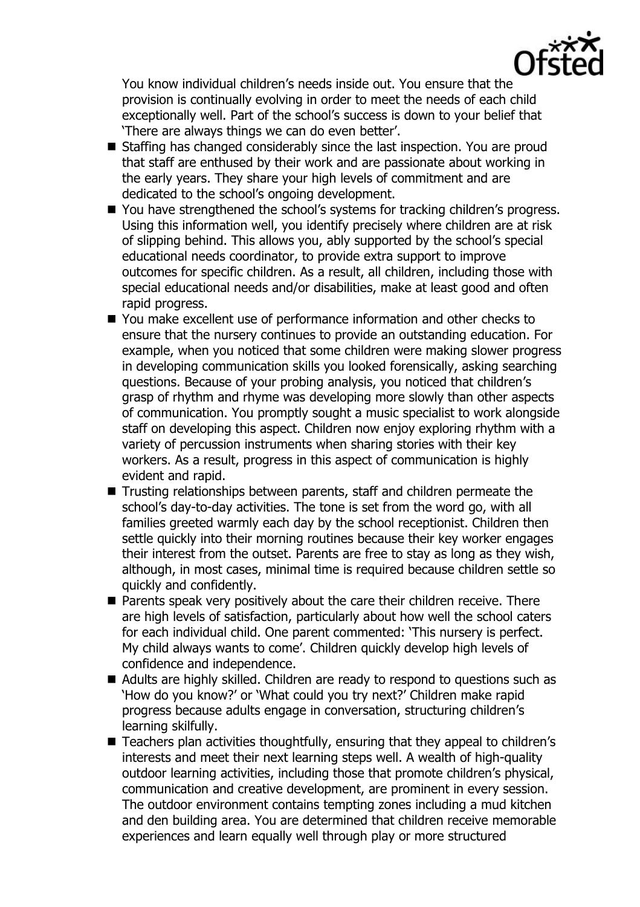You know individual children's needs inside out. You ensure that the provision is continually evolving in order to meet the needs of each child exceptionally well. Part of the school's success is down to your belief that 'There are always things we can do even better'.

- Staffing has changed considerably since the last inspection. You are proud that staff are enthused by their work and are passionate about working in the early years. They share your high levels of commitment and are dedicated to the school's ongoing development.
- You have strengthened the school's systems for tracking children's progress. Using this information well, you identify precisely where children are at risk of slipping behind. This allows you, ably supported by the school's special educational needs coordinator, to provide extra support to improve outcomes for specific children. As a result, all children, including those with special educational needs and/or disabilities, make at least good and often rapid progress.
- You make excellent use of performance information and other checks to ensure that the nursery continues to provide an outstanding education. For example, when you noticed that some children were making slower progress in developing communication skills you looked forensically, asking searching questions. Because of your probing analysis, you noticed that children's grasp of rhythm and rhyme was developing more slowly than other aspects of communication. You promptly sought a music specialist to work alongside staff on developing this aspect. Children now enjoy exploring rhythm with a variety of percussion instruments when sharing stories with their key workers. As a result, progress in this aspect of communication is highly evident and rapid.
- Trusting relationships between parents, staff and children permeate the school's day-to-day activities. The tone is set from the word go, with all families greeted warmly each day by the school receptionist. Children then settle quickly into their morning routines because their key worker engages their interest from the outset. Parents are free to stay as long as they wish, although, in most cases, minimal time is required because children settle so quickly and confidently.
- Parents speak very positively about the care their children receive. There are high levels of satisfaction, particularly about how well the school caters for each individual child. One parent commented: 'This nursery is perfect. My child always wants to come'. Children quickly develop high levels of confidence and independence.
- Adults are highly skilled. Children are ready to respond to questions such as 'How do you know?' or 'What could you try next?' Children make rapid progress because adults engage in conversation, structuring children's learning skilfully.
- Teachers plan activities thoughtfully, ensuring that they appeal to children's interests and meet their next learning steps well. A wealth of high-quality outdoor learning activities, including those that promote children's physical, communication and creative development, are prominent in every session. The outdoor environment contains tempting zones including a mud kitchen and den building area. You are determined that children receive memorable experiences and learn equally well through play or more structured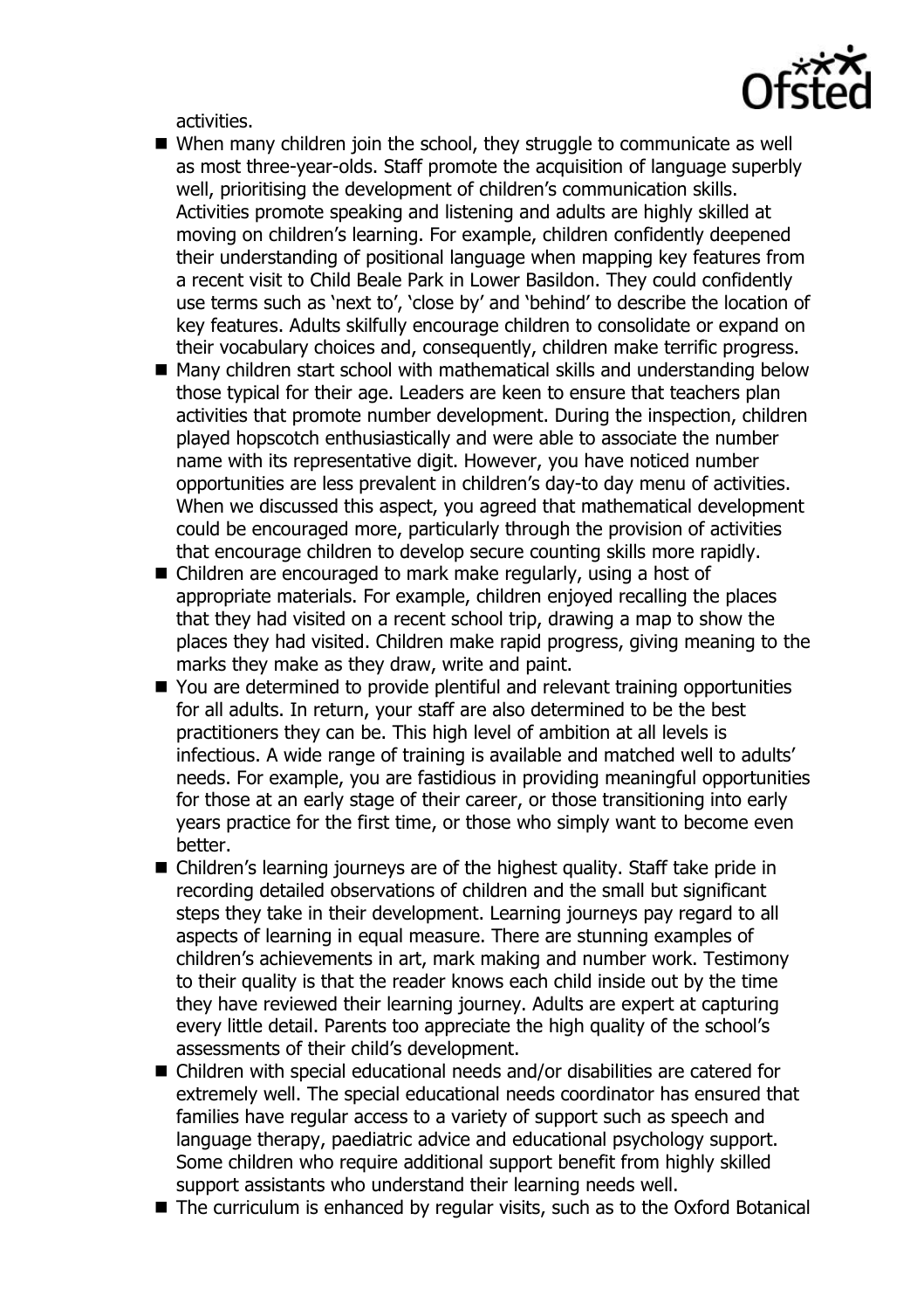activities.

- When many children join the school, they struggle to communicate as well as most three-year-olds. Staff promote the acquisition of language superbly well, prioritising the development of children's communication skills. Activities promote speaking and listening and adults are highly skilled at moving on children's learning. For example, children confidently deepened their understanding of positional language when mapping key features from a recent visit to Child Beale Park in Lower Basildon. They could confidently use terms such as 'next to', 'close by' and 'behind' to describe the location of key features. Adults skilfully encourage children to consolidate or expand on their vocabulary choices and, consequently, children make terrific progress.
- Many children start school with mathematical skills and understanding below those typical for their age. Leaders are keen to ensure that teachers plan activities that promote number development. During the inspection, children played hopscotch enthusiastically and were able to associate the number name with its representative digit. However, you have noticed number opportunities are less prevalent in children's day-to day menu of activities. When we discussed this aspect, you agreed that mathematical development could be encouraged more, particularly through the provision of activities that encourage children to develop secure counting skills more rapidly.
- Children are encouraged to mark make regularly, using a host of appropriate materials. For example, children enjoyed recalling the places that they had visited on a recent school trip, drawing a map to show the places they had visited. Children make rapid progress, giving meaning to the marks they make as they draw, write and paint.
- You are determined to provide plentiful and relevant training opportunities for all adults. In return, your staff are also determined to be the best practitioners they can be. This high level of ambition at all levels is infectious. A wide range of training is available and matched well to adults' needs. For example, you are fastidious in providing meaningful opportunities for those at an early stage of their career, or those transitioning into early years practice for the first time, or those who simply want to become even better.
- Children's learning journeys are of the highest quality. Staff take pride in recording detailed observations of children and the small but significant steps they take in their development. Learning journeys pay regard to all aspects of learning in equal measure. There are stunning examples of children's achievements in art, mark making and number work. Testimony to their quality is that the reader knows each child inside out by the time they have reviewed their learning journey. Adults are expert at capturing every little detail. Parents too appreciate the high quality of the school's assessments of their child's development.
- Children with special educational needs and/or disabilities are catered for extremely well. The special educational needs coordinator has ensured that families have regular access to a variety of support such as speech and language therapy, paediatric advice and educational psychology support. Some children who require additional support benefit from highly skilled support assistants who understand their learning needs well.
- The curriculum is enhanced by regular visits, such as to the Oxford Botanical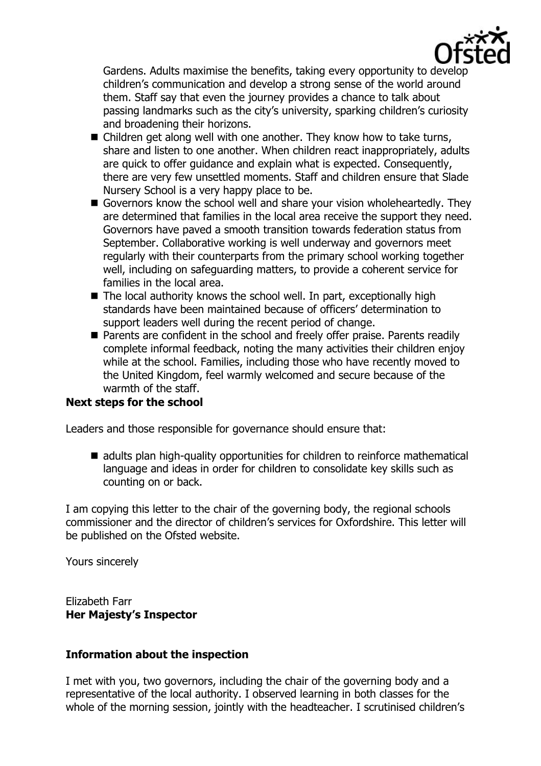Gardens. Adults maximise the benefits, taking every opportunity to develop children's communication and develop a strong sense of the world around them. Staff say that even the journey provides a chance to talk about passing landmarks such as the city's university, sparking children's curiosity and broadening their horizons.

- Children get along well with one another. They know how to take turns, share and listen to one another. When children react inappropriately, adults are quick to offer guidance and explain what is expected. Consequently, there are very few unsettled moments. Staff and children ensure that Slade Nursery School is a very happy place to be.
- Governors know the school well and share your vision wholeheartedly. They are determined that families in the local area receive the support they need. Governors have paved a smooth transition towards federation status from September. Collaborative working is well underway and governors meet regularly with their counterparts from the primary school working together well, including on safeguarding matters, to provide a coherent service for families in the local area.
- The local authority knows the school well. In part, exceptionally high standards have been maintained because of officers' determination to support leaders well during the recent period of change.
- Parents are confident in the school and freely offer praise. Parents readily complete informal feedback, noting the many activities their children enjoy while at the school. Families, including those who have recently moved to the United Kingdom, feel warmly welcomed and secure because of the warmth of the staff.

**Next steps for the school**

Leaders and those responsible for governance should ensure that:

- adults plan high-quality opportunities for children to reinforce mathematical language and ideas in order for children to consolidate key skills such as counting on or back.

I am copying this letter to the chair of the governing body, the regional schools commissioner and the director of children's services for Oxfordshire. This letter will be published on the Ofsted website.

Yours sincerely

Elizabeth Farr
**Her Majesty's Inspector**

**Information about the inspection**

I met with you, two governors, including the chair of the governing body and a representative of the local authority. I observed learning in both classes for the whole of the morning session, jointly with the headteacher. I scrutinised children's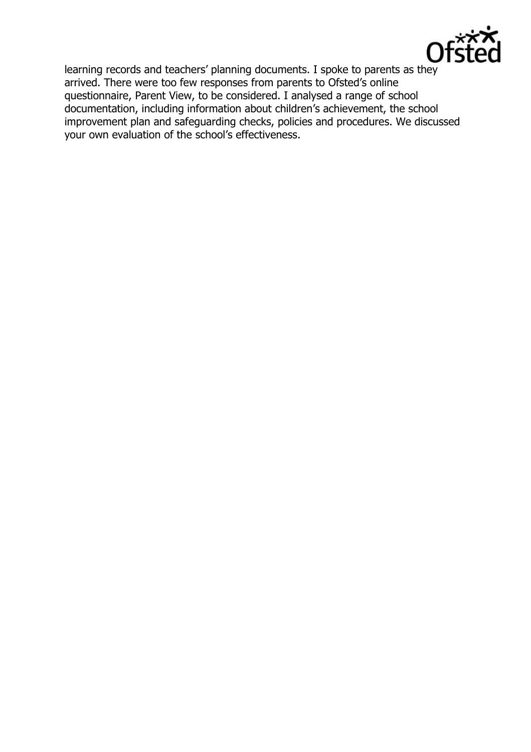learning records and teachers' planning documents. I spoke to parents as they arrived. There were too few responses from parents to Ofsted's online questionnaire, Parent View, to be considered. I analysed a range of school documentation, including information about children's achievement, the school improvement plan and safeguarding checks, policies and procedures. We discussed your own evaluation of the school's effectiveness.